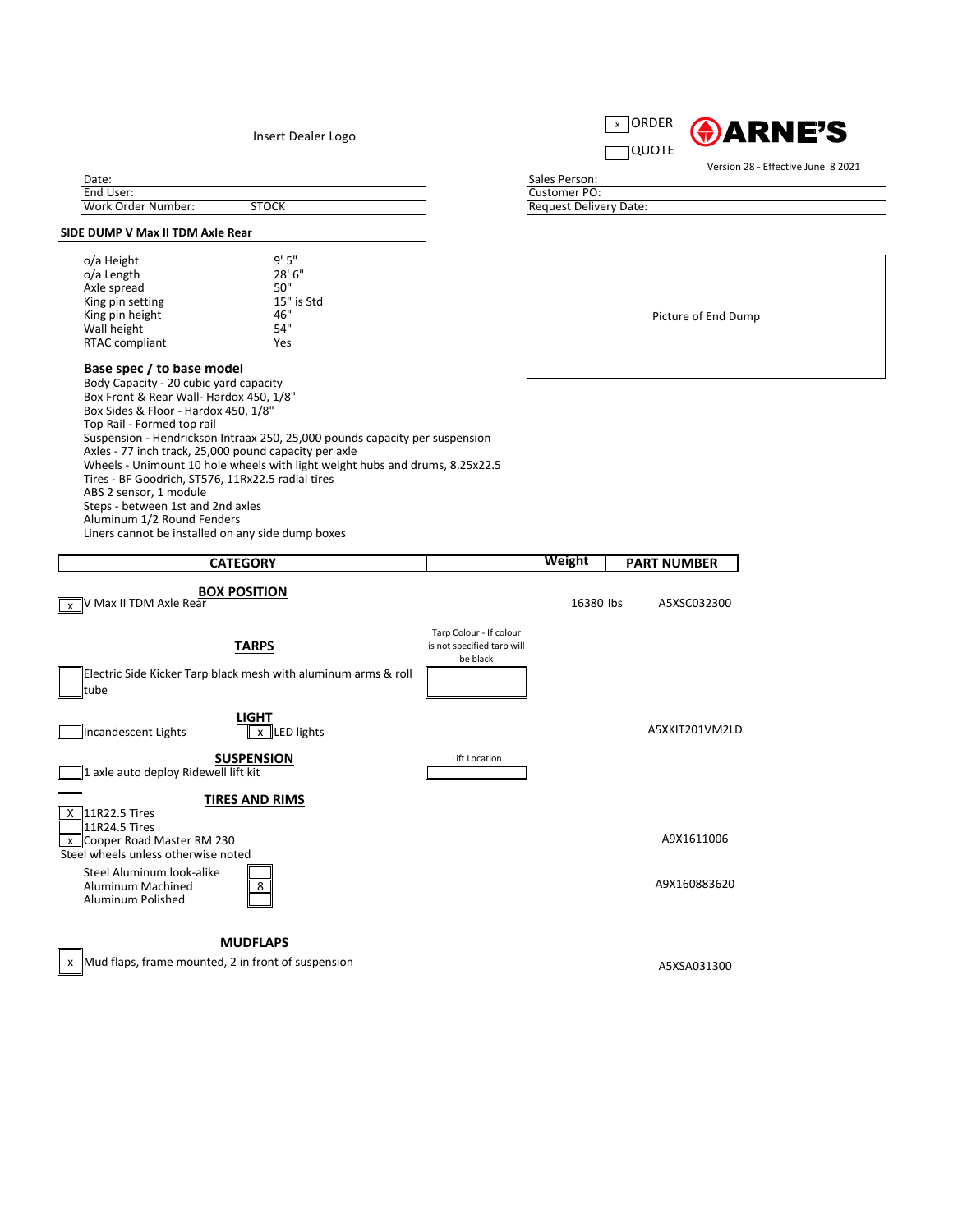Insert Dealer Logo

[x] ORDER
[ ] QUOTE

**ARNE'S**

Version 28 - Effective June 8 2021

| | | | |
|---|---|---|---|
| Date: | | Sales Person: | |
| End User: | | Customer PO: | |
| Work Order Number: | STOCK | Request Delivery Date: | |

**SIDE DUMP V Max II TDM Axle Rear**

| | |
|---|---|
| o/a Height | 9' 5" |
| o/a Length | 28' 6" |
| Axle spread | 50" |
| King pin setting | 15" is Std |
| King pin height | 46" |
| Wall height | 54" |
| RTAC compliant | Yes |

Picture of End Dump

**Base spec / to base model**

Body Capacity - 20 cubic yard capacity
Box Front & Rear Wall- Hardox 450, 1/8"
Box Sides & Floor - Hardox 450, 1/8"
Top Rail - Formed top rail
Suspension - Hendrickson Intraax 250, 25,000 pounds capacity per suspension
Axles - 77 inch track, 25,000 pound capacity per axle
Wheels - Unimount 10 hole wheels with light weight hubs and drums, 8.25x22.5
Tires - BF Goodrich, ST576, 11Rx22.5 radial tires
ABS 2 sensor, 1 module
Steps - between 1st and 2nd axles
Aluminum 1/2 Round Fenders
Liners cannot be installed on any side dump boxes

| CATEGORY | | Weight | PART NUMBER |
|---|---|---|---|
| **BOX POSITION** | | | |
| [x] V Max II TDM Axle Rear | | 16380 lbs | A5XSC032300 |
| **TARPS** | Tarp Colour - If colour is not specified tarp will be black | | |
| [ ] Electric Side Kicker Tarp black mesh with aluminum arms & roll tube | [ ] | | |
| **LIGHT** | | | |
| [ ] Incandescent Lights [x] LED lights | | | A5XKIT201VM2LD |
| **SUSPENSION** | Lift Location | | |
| [ ] 1 axle auto deploy Ridewell lift kit | [ ] | | |
| **TIRES AND RIMS** | | | |
| [X] 11R22.5 Tires | | | |
| [ ] 11R24.5 Tires | | | |
| [x] Cooper Road Master RM 230 | | | A9X1611006 |
| Steel wheels unless otherwise noted | | | |
| Steel Aluminum look-alike [ ] | | | |
| Aluminum Machined [8] | | | A9X160883620 |
| Aluminum Polished [ ] | | | |
| **MUDFLAPS** | | | |
| [x] Mud flaps, frame mounted, 2 in front of suspension | | | A5XSA031300 |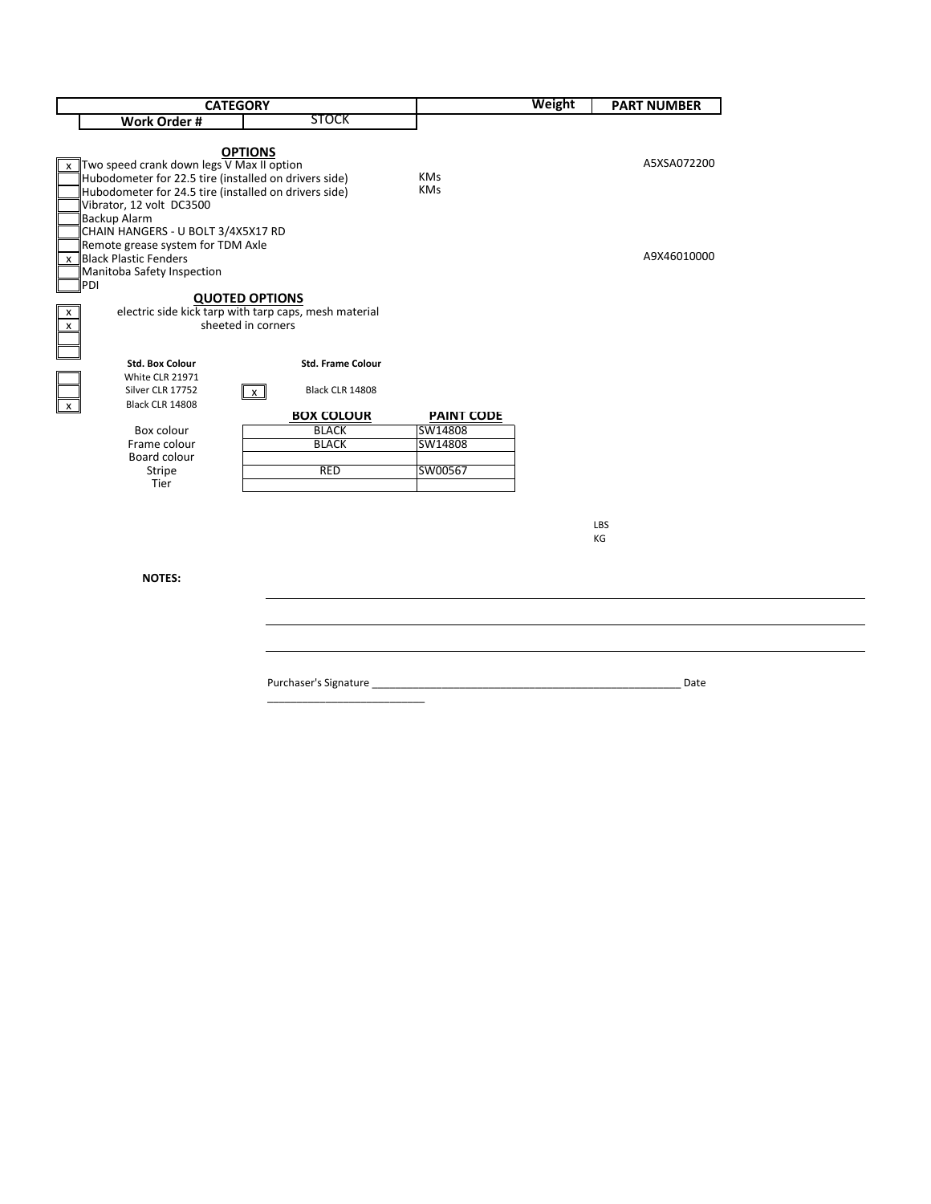| CATEGORY | | Weight | PART NUMBER |
| --- | --- | --- | --- |
| Work Order # | STOCK | | |

**OPTIONS**

| | Option | | Part Number |
| --- | --- | --- | --- |
| x | Two speed crank down legs V Max II option | | A5XSA072200 |
| | Hubodometer for 22.5 tire (installed on drivers side) | KMs | |
| | Hubodometer for 24.5 tire (installed on drivers side) | KMs | |
| | Vibrator, 12 volt DC3500 | | |
| | Backup Alarm | | |
| | CHAIN HANGERS - U BOLT 3/4X5X17 RD | | |
| | Remote grease system for TDM Axle | | |
| x | Black Plastic Fenders | | A9X46010000 |
| | Manitoba Safety Inspection | | |
| | PDI | | |

**QUOTED OPTIONS**

| | |
| --- | --- |
| x | electric side kick tarp with tarp caps, mesh material |
| x | sheeted in corners |
| | |
| | |

| | Std. Box Colour | | Std. Frame Colour |
| --- | --- | --- | --- |
| | White CLR 21971 | | |
| | Silver CLR 17752 | x | Black CLR 14808 |
| x | Black CLR 14808 | | |

| | BOX COLOUR | PAINT CODE |
| --- | --- | --- |
| Box colour | BLACK | SW14808 |
| Frame colour | BLACK | SW14808 |
| Board colour | | |
| Stripe | RED | SW00567 |
| Tier | | |

LBS
KG

**NOTES:**

Purchaser's Signature ________________________________________________________ Date ____________________________